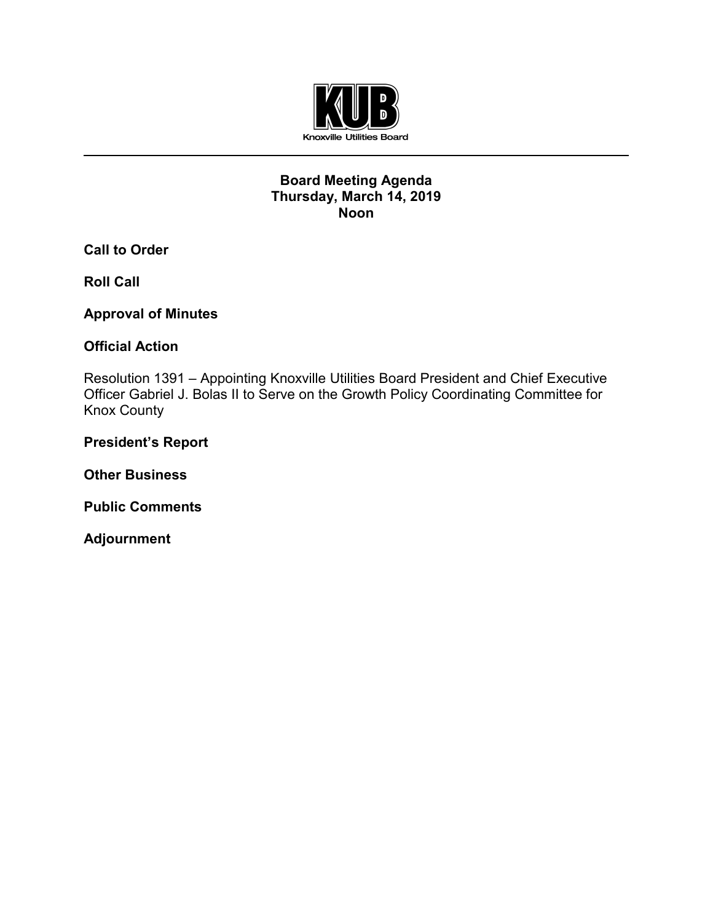KUB

Knoxville Utilities Board

---

**Board Meeting Agenda**
**Thursday, March 14, 2019**
**Noon**

**Call to Order**

**Roll Call**

**Approval of Minutes**

**Official Action**

Resolution 1391 – Appointing Knoxville Utilities Board President and Chief Executive Officer Gabriel J. Bolas II to Serve on the Growth Policy Coordinating Committee for Knox County

**President's Report**

**Other Business**

**Public Comments**

**Adjournment**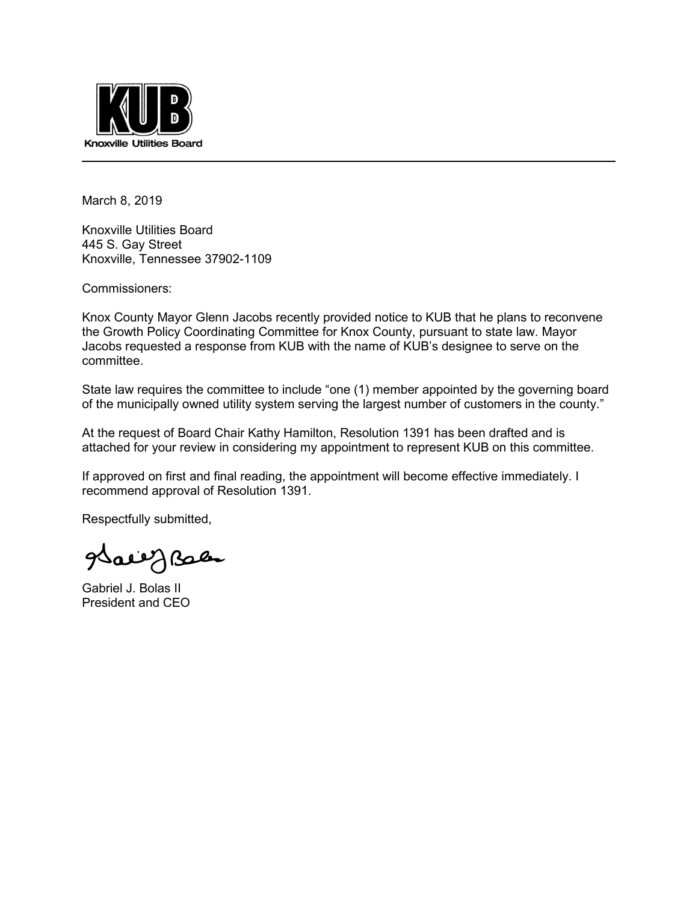**KUB**
Knoxville Utilities Board

---

March 8, 2019

Knoxville Utilities Board
445 S. Gay Street
Knoxville, Tennessee 37902-1109

Commissioners:

Knox County Mayor Glenn Jacobs recently provided notice to KUB that he plans to reconvene the Growth Policy Coordinating Committee for Knox County, pursuant to state law. Mayor Jacobs requested a response from KUB with the name of KUB's designee to serve on the committee.

State law requires the committee to include "one (1) member appointed by the governing board of the municipally owned utility system serving the largest number of customers in the county."

At the request of Board Chair Kathy Hamilton, Resolution 1391 has been drafted and is attached for your review in considering my appointment to represent KUB on this committee.

If approved on first and final reading, the appointment will become effective immediately. I recommend approval of Resolution 1391.

Respectfully submitted,

Gabriel J. Bolas II
President and CEO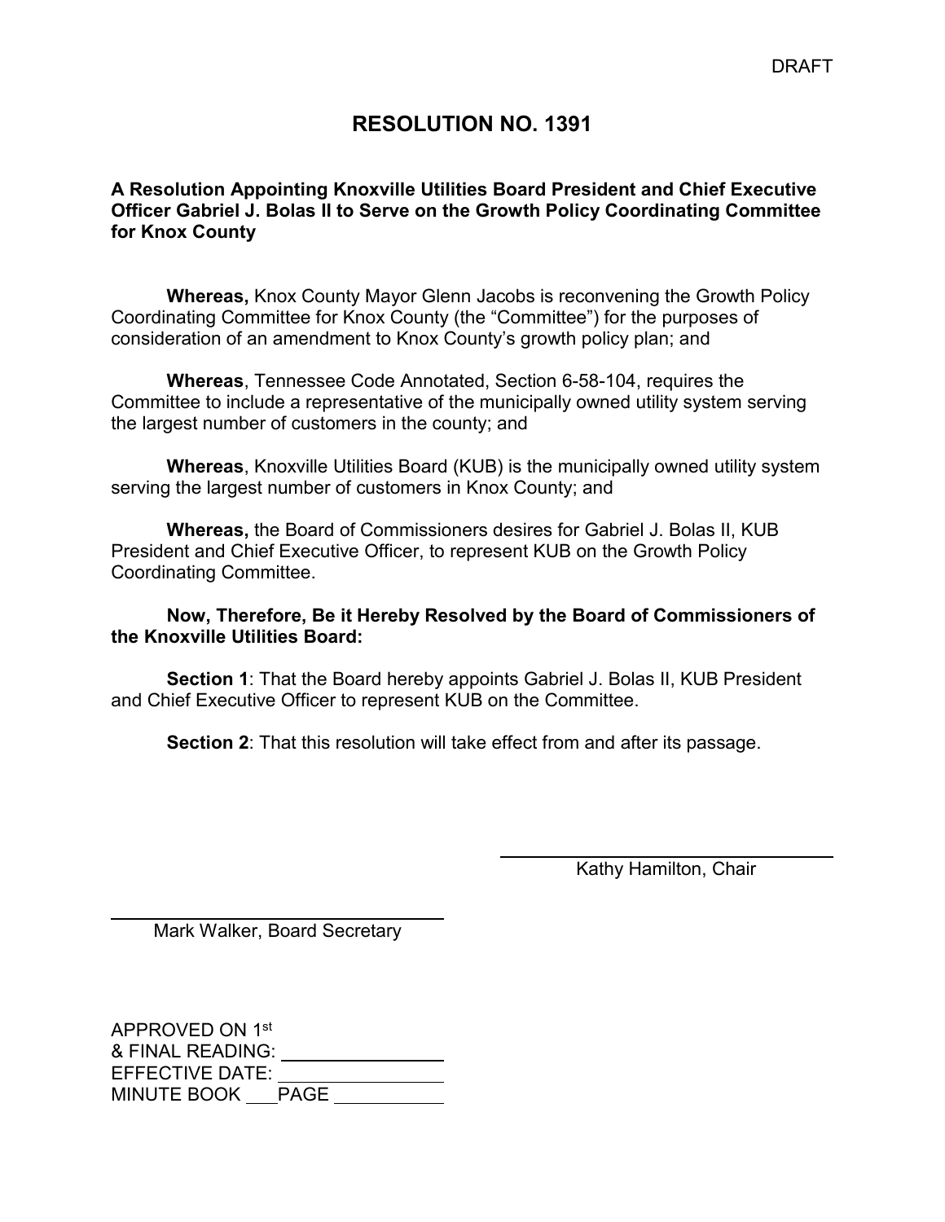DRAFT

# RESOLUTION NO. 1391

**A Resolution Appointing Knoxville Utilities Board President and Chief Executive Officer Gabriel J. Bolas II to Serve on the Growth Policy Coordinating Committee for Knox County**

**Whereas,** Knox County Mayor Glenn Jacobs is reconvening the Growth Policy Coordinating Committee for Knox County (the "Committee") for the purposes of consideration of an amendment to Knox County's growth policy plan; and

**Whereas**, Tennessee Code Annotated, Section 6-58-104, requires the Committee to include a representative of the municipally owned utility system serving the largest number of customers in the county; and

**Whereas**, Knoxville Utilities Board (KUB) is the municipally owned utility system serving the largest number of customers in Knox County; and

**Whereas,** the Board of Commissioners desires for Gabriel J. Bolas II, KUB President and Chief Executive Officer, to represent KUB on the Growth Policy Coordinating Committee.

**Now, Therefore, Be it Hereby Resolved by the Board of Commissioners of the Knoxville Utilities Board:**

**Section 1**: That the Board hereby appoints Gabriel J. Bolas II, KUB President and Chief Executive Officer to represent KUB on the Committee.

**Section 2**: That this resolution will take effect from and after its passage.

______________________________
Kathy Hamilton, Chair

______________________________
Mark Walker, Board Secretary

APPROVED ON 1st
& FINAL READING: ____________
EFFECTIVE DATE: ____________
MINUTE BOOK ___ PAGE ________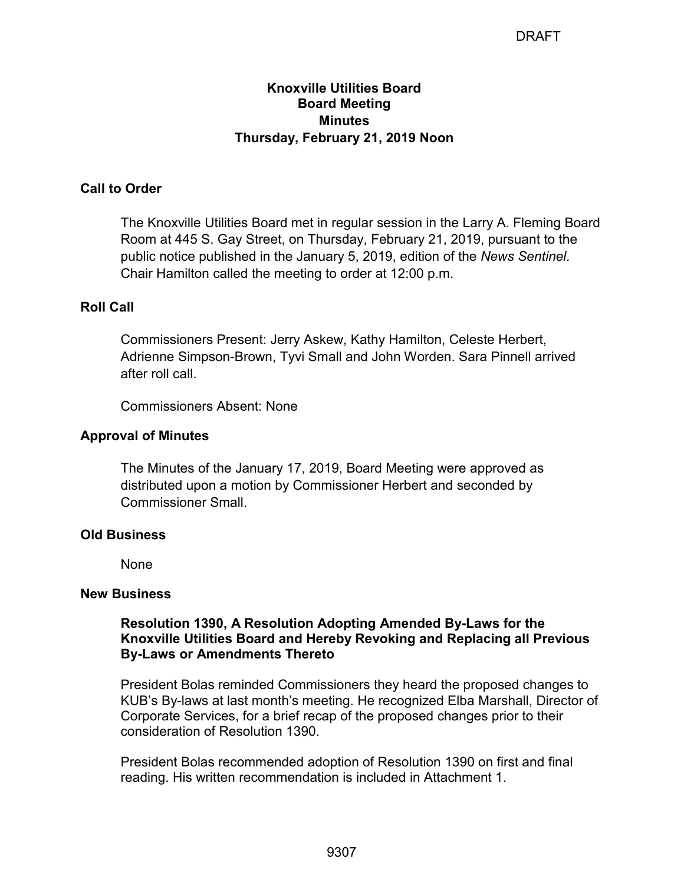DRAFT

# Knoxville Utilities Board
## Board Meeting
## Minutes
## Thursday, February 21, 2019 Noon

### Call to Order

The Knoxville Utilities Board met in regular session in the Larry A. Fleming Board Room at 445 S. Gay Street, on Thursday, February 21, 2019, pursuant to the public notice published in the January 5, 2019, edition of the *News Sentinel*. Chair Hamilton called the meeting to order at 12:00 p.m.

### Roll Call

Commissioners Present: Jerry Askew, Kathy Hamilton, Celeste Herbert, Adrienne Simpson-Brown, Tyvi Small and John Worden. Sara Pinnell arrived after roll call.

Commissioners Absent: None

### Approval of Minutes

The Minutes of the January 17, 2019, Board Meeting were approved as distributed upon a motion by Commissioner Herbert and seconded by Commissioner Small.

### Old Business

None

### New Business

**Resolution 1390, A Resolution Adopting Amended By-Laws for the Knoxville Utilities Board and Hereby Revoking and Replacing all Previous By-Laws or Amendments Thereto**

President Bolas reminded Commissioners they heard the proposed changes to KUB's By-laws at last month's meeting. He recognized Elba Marshall, Director of Corporate Services, for a brief recap of the proposed changes prior to their consideration of Resolution 1390.

President Bolas recommended adoption of Resolution 1390 on first and final reading. His written recommendation is included in Attachment 1.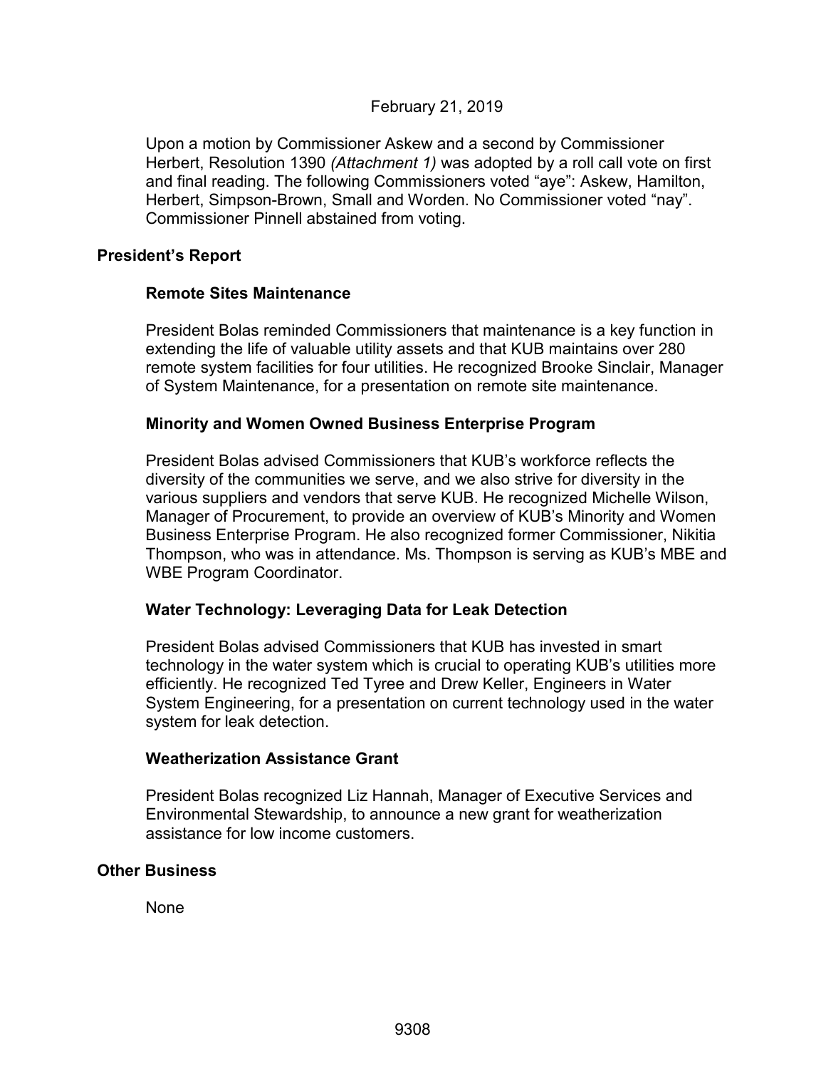February 21, 2019

Upon a motion by Commissioner Askew and a second by Commissioner Herbert, Resolution 1390 *(Attachment 1)* was adopted by a roll call vote on first and final reading. The following Commissioners voted "aye": Askew, Hamilton, Herbert, Simpson-Brown, Small and Worden. No Commissioner voted "nay". Commissioner Pinnell abstained from voting.

## President's Report

### Remote Sites Maintenance

President Bolas reminded Commissioners that maintenance is a key function in extending the life of valuable utility assets and that KUB maintains over 280 remote system facilities for four utilities. He recognized Brooke Sinclair, Manager of System Maintenance, for a presentation on remote site maintenance.

### Minority and Women Owned Business Enterprise Program

President Bolas advised Commissioners that KUB's workforce reflects the diversity of the communities we serve, and we also strive for diversity in the various suppliers and vendors that serve KUB. He recognized Michelle Wilson, Manager of Procurement, to provide an overview of KUB's Minority and Women Business Enterprise Program. He also recognized former Commissioner, Nikitia Thompson, who was in attendance. Ms. Thompson is serving as KUB's MBE and WBE Program Coordinator.

### Water Technology: Leveraging Data for Leak Detection

President Bolas advised Commissioners that KUB has invested in smart technology in the water system which is crucial to operating KUB's utilities more efficiently. He recognized Ted Tyree and Drew Keller, Engineers in Water System Engineering, for a presentation on current technology used in the water system for leak detection.

### Weatherization Assistance Grant

President Bolas recognized Liz Hannah, Manager of Executive Services and Environmental Stewardship, to announce a new grant for weatherization assistance for low income customers.

## Other Business

None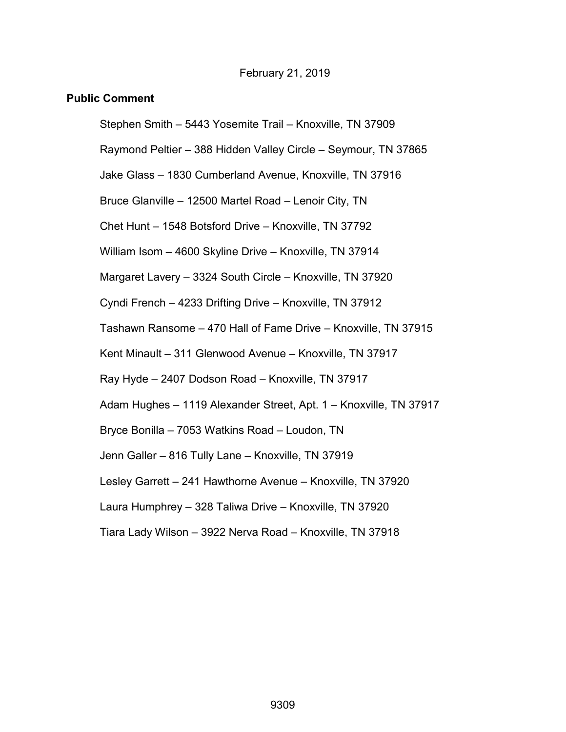February 21, 2019

**Public Comment**

Stephen Smith – 5443 Yosemite Trail – Knoxville, TN 37909

Raymond Peltier – 388 Hidden Valley Circle – Seymour, TN 37865

Jake Glass – 1830 Cumberland Avenue, Knoxville, TN 37916

Bruce Glanville – 12500 Martel Road – Lenoir City, TN

Chet Hunt – 1548 Botsford Drive – Knoxville, TN 37792

William Isom – 4600 Skyline Drive – Knoxville, TN 37914

Margaret Lavery – 3324 South Circle – Knoxville, TN 37920

Cyndi French – 4233 Drifting Drive – Knoxville, TN 37912

Tashawn Ransome – 470 Hall of Fame Drive – Knoxville, TN 37915

Kent Minault – 311 Glenwood Avenue – Knoxville, TN 37917

Ray Hyde – 2407 Dodson Road – Knoxville, TN 37917

Adam Hughes – 1119 Alexander Street, Apt. 1 – Knoxville, TN 37917

Bryce Bonilla – 7053 Watkins Road – Loudon, TN

Jenn Galler – 816 Tully Lane – Knoxville, TN 37919

Lesley Garrett – 241 Hawthorne Avenue – Knoxville, TN 37920

Laura Humphrey – 328 Taliwa Drive – Knoxville, TN 37920

Tiara Lady Wilson – 3922 Nerva Road – Knoxville, TN 37918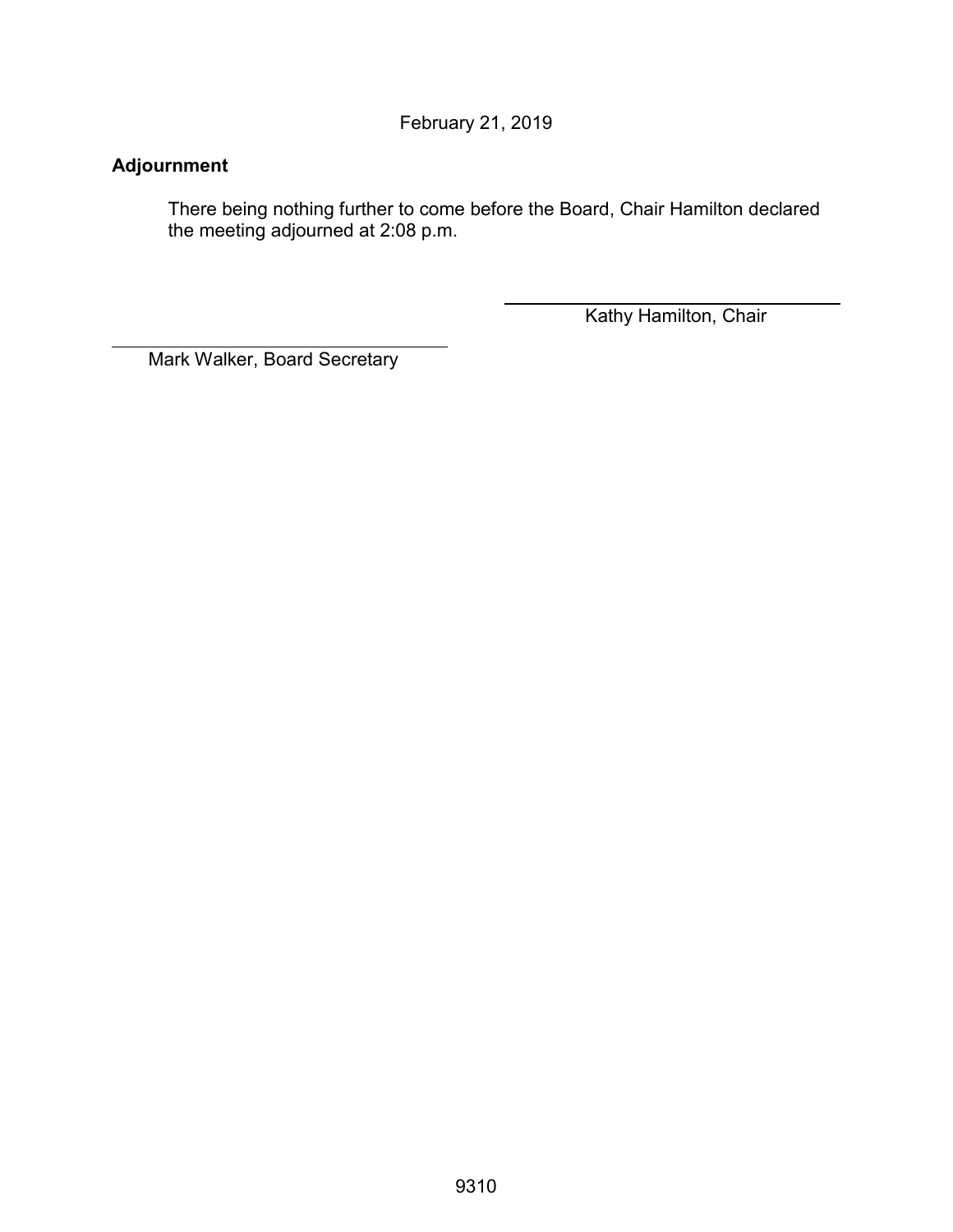February 21, 2019

**Adjournment**

There being nothing further to come before the Board, Chair Hamilton declared the meeting adjourned at 2:08 p.m.

Kathy Hamilton, Chair

Mark Walker, Board Secretary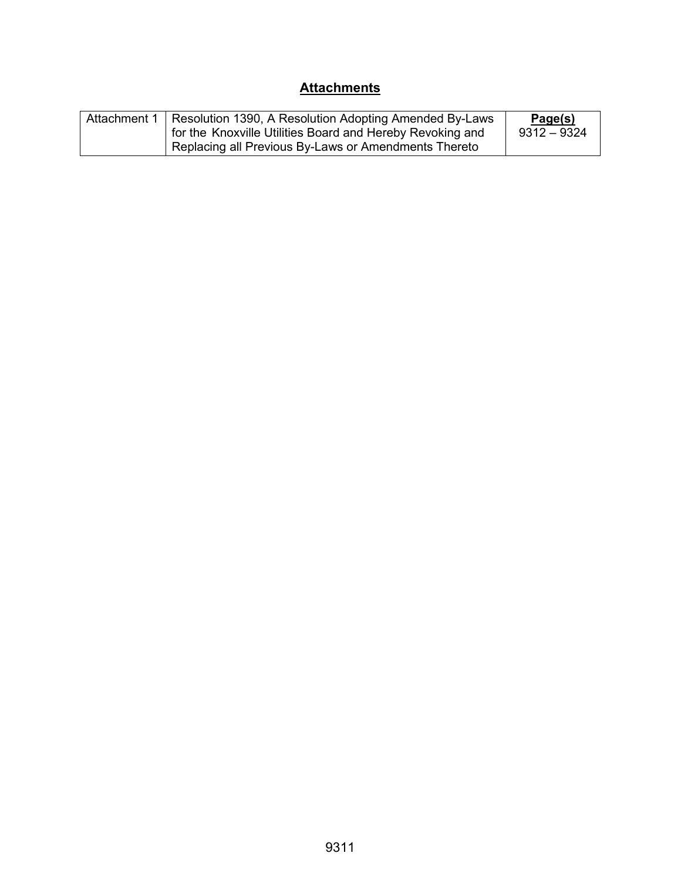## Attachments

| Attachment 1 | Resolution 1390, A Resolution Adopting Amended By-Laws for the Knoxville Utilities Board and Hereby Revoking and Replacing all Previous By-Laws or Amendments Thereto | **Page(s)** 9312 – 9324 |
| --- | --- | --- |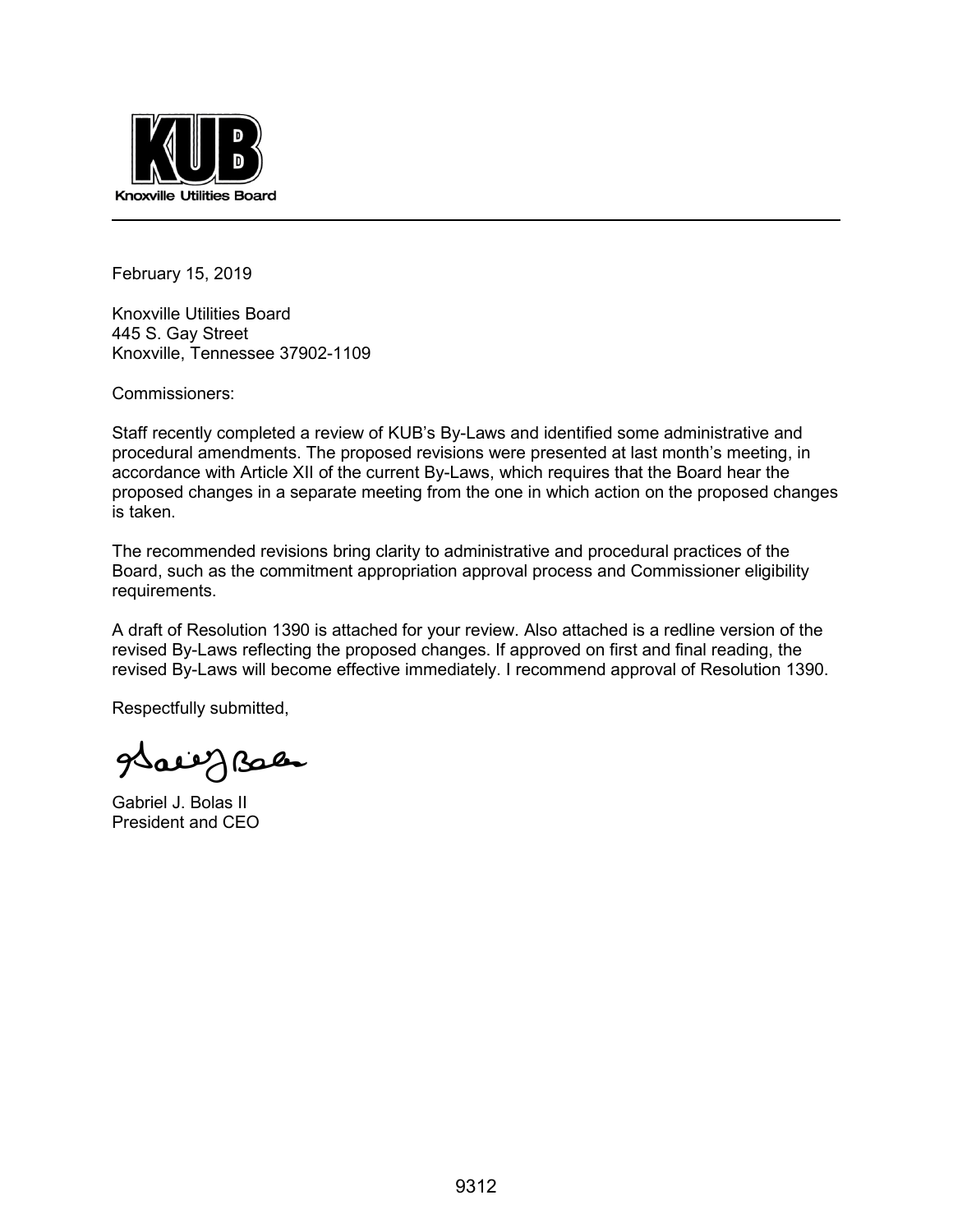**Knoxville Utilities Board**

---

February 15, 2019

Knoxville Utilities Board
445 S. Gay Street
Knoxville, Tennessee 37902-1109

Commissioners:

Staff recently completed a review of KUB's By-Laws and identified some administrative and procedural amendments. The proposed revisions were presented at last month's meeting, in accordance with Article XII of the current By-Laws, which requires that the Board hear the proposed changes in a separate meeting from the one in which action on the proposed changes is taken.

The recommended revisions bring clarity to administrative and procedural practices of the Board, such as the commitment appropriation approval process and Commissioner eligibility requirements.

A draft of Resolution 1390 is attached for your review. Also attached is a redline version of the revised By-Laws reflecting the proposed changes. If approved on first and final reading, the revised By-Laws will become effective immediately. I recommend approval of Resolution 1390.

Respectfully submitted,

Gabriel J. Bolas II
President and CEO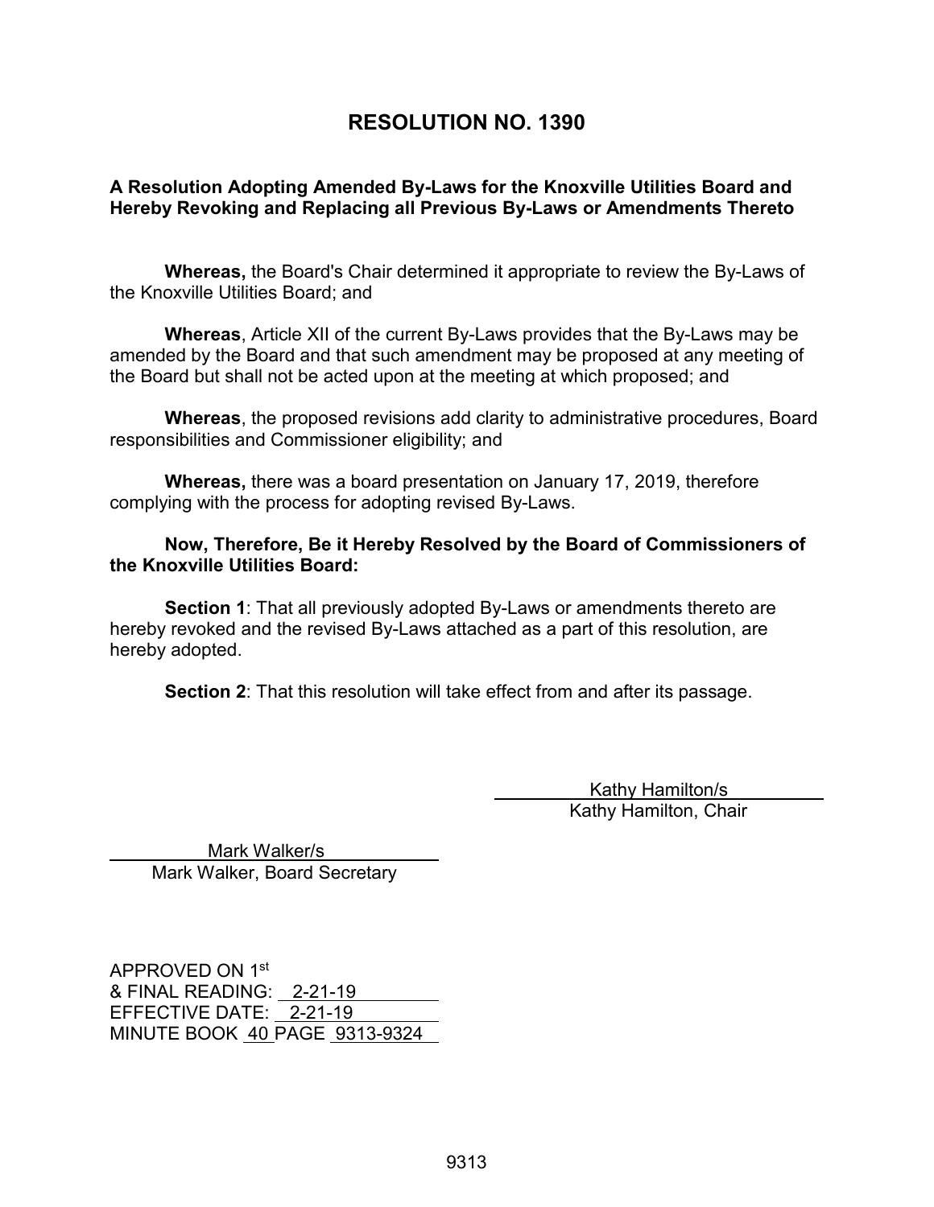# RESOLUTION NO. 1390

**A Resolution Adopting Amended By-Laws for the Knoxville Utilities Board and Hereby Revoking and Replacing all Previous By-Laws or Amendments Thereto**

**Whereas,** the Board's Chair determined it appropriate to review the By-Laws of the Knoxville Utilities Board; and

**Whereas**, Article XII of the current By-Laws provides that the By-Laws may be amended by the Board and that such amendment may be proposed at any meeting of the Board but shall not be acted upon at the meeting at which proposed; and

**Whereas**, the proposed revisions add clarity to administrative procedures, Board responsibilities and Commissioner eligibility; and

**Whereas,** there was a board presentation on January 17, 2019, therefore complying with the process for adopting revised By-Laws.

**Now, Therefore, Be it Hereby Resolved by the Board of Commissioners of the Knoxville Utilities Board:**

**Section 1**: That all previously adopted By-Laws or amendments thereto are hereby revoked and the revised By-Laws attached as a part of this resolution, are hereby adopted.

**Section 2**: That this resolution will take effect from and after its passage.

Kathy Hamilton/s
Kathy Hamilton, Chair

Mark Walker/s
Mark Walker, Board Secretary

APPROVED ON 1st
& FINAL READING: 2-21-19
EFFECTIVE DATE: 2-21-19
MINUTE BOOK 40 PAGE 9313-9324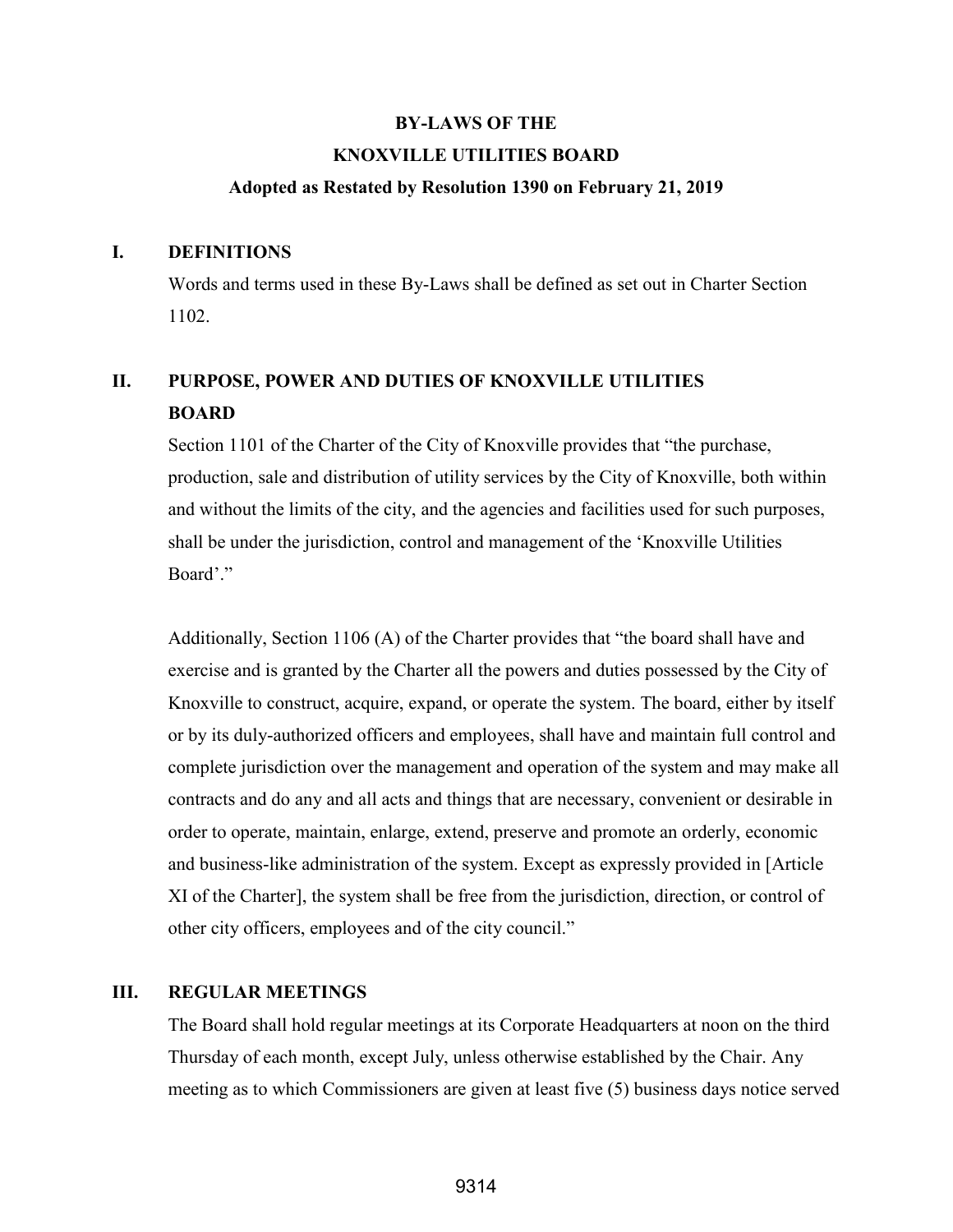**BY-LAWS OF THE**

**KNOXVILLE UTILITIES BOARD**

**Adopted as Restated by Resolution 1390 on February 21, 2019**

## I. DEFINITIONS

Words and terms used in these By-Laws shall be defined as set out in Charter Section 1102.

## II. PURPOSE, POWER AND DUTIES OF KNOXVILLE UTILITIES BOARD

Section 1101 of the Charter of the City of Knoxville provides that "the purchase, production, sale and distribution of utility services by the City of Knoxville, both within and without the limits of the city, and the agencies and facilities used for such purposes, shall be under the jurisdiction, control and management of the 'Knoxville Utilities Board'."

Additionally, Section 1106 (A) of the Charter provides that "the board shall have and exercise and is granted by the Charter all the powers and duties possessed by the City of Knoxville to construct, acquire, expand, or operate the system. The board, either by itself or by its duly-authorized officers and employees, shall have and maintain full control and complete jurisdiction over the management and operation of the system and may make all contracts and do any and all acts and things that are necessary, convenient or desirable in order to operate, maintain, enlarge, extend, preserve and promote an orderly, economic and business-like administration of the system. Except as expressly provided in [Article XI of the Charter], the system shall be free from the jurisdiction, direction, or control of other city officers, employees and of the city council."

## III. REGULAR MEETINGS

The Board shall hold regular meetings at its Corporate Headquarters at noon on the third Thursday of each month, except July, unless otherwise established by the Chair. Any meeting as to which Commissioners are given at least five (5) business days notice served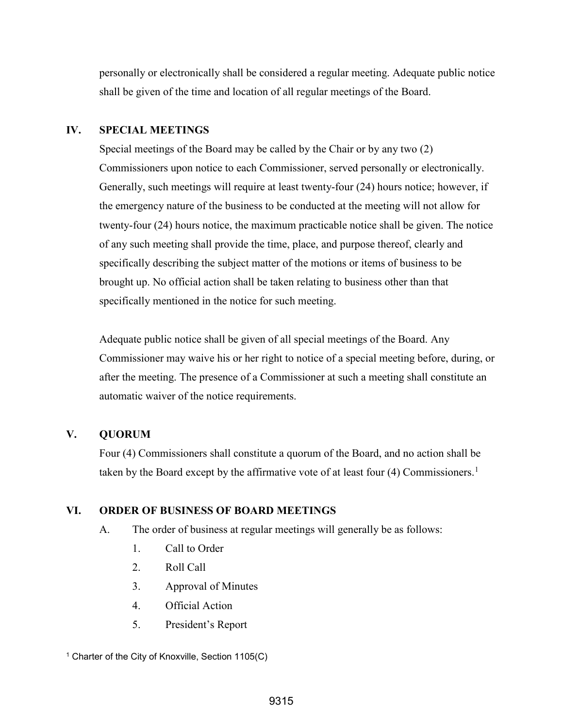personally or electronically shall be considered a regular meeting. Adequate public notice shall be given of the time and location of all regular meetings of the Board.

## IV. SPECIAL MEETINGS

Special meetings of the Board may be called by the Chair or by any two (2) Commissioners upon notice to each Commissioner, served personally or electronically. Generally, such meetings will require at least twenty-four (24) hours notice; however, if the emergency nature of the business to be conducted at the meeting will not allow for twenty-four (24) hours notice, the maximum practicable notice shall be given. The notice of any such meeting shall provide the time, place, and purpose thereof, clearly and specifically describing the subject matter of the motions or items of business to be brought up. No official action shall be taken relating to business other than that specifically mentioned in the notice for such meeting.

Adequate public notice shall be given of all special meetings of the Board. Any Commissioner may waive his or her right to notice of a special meeting before, during, or after the meeting. The presence of a Commissioner at such a meeting shall constitute an automatic waiver of the notice requirements.

## V. QUORUM

Four (4) Commissioners shall constitute a quorum of the Board, and no action shall be taken by the Board except by the affirmative vote of at least four (4) Commissioners.[1]

## VI. ORDER OF BUSINESS OF BOARD MEETINGS

A. The order of business at regular meetings will generally be as follows:

1. Call to Order
2. Roll Call
3. Approval of Minutes
4. Official Action
5. President's Report

[1] Charter of the City of Knoxville, Section 1105(C)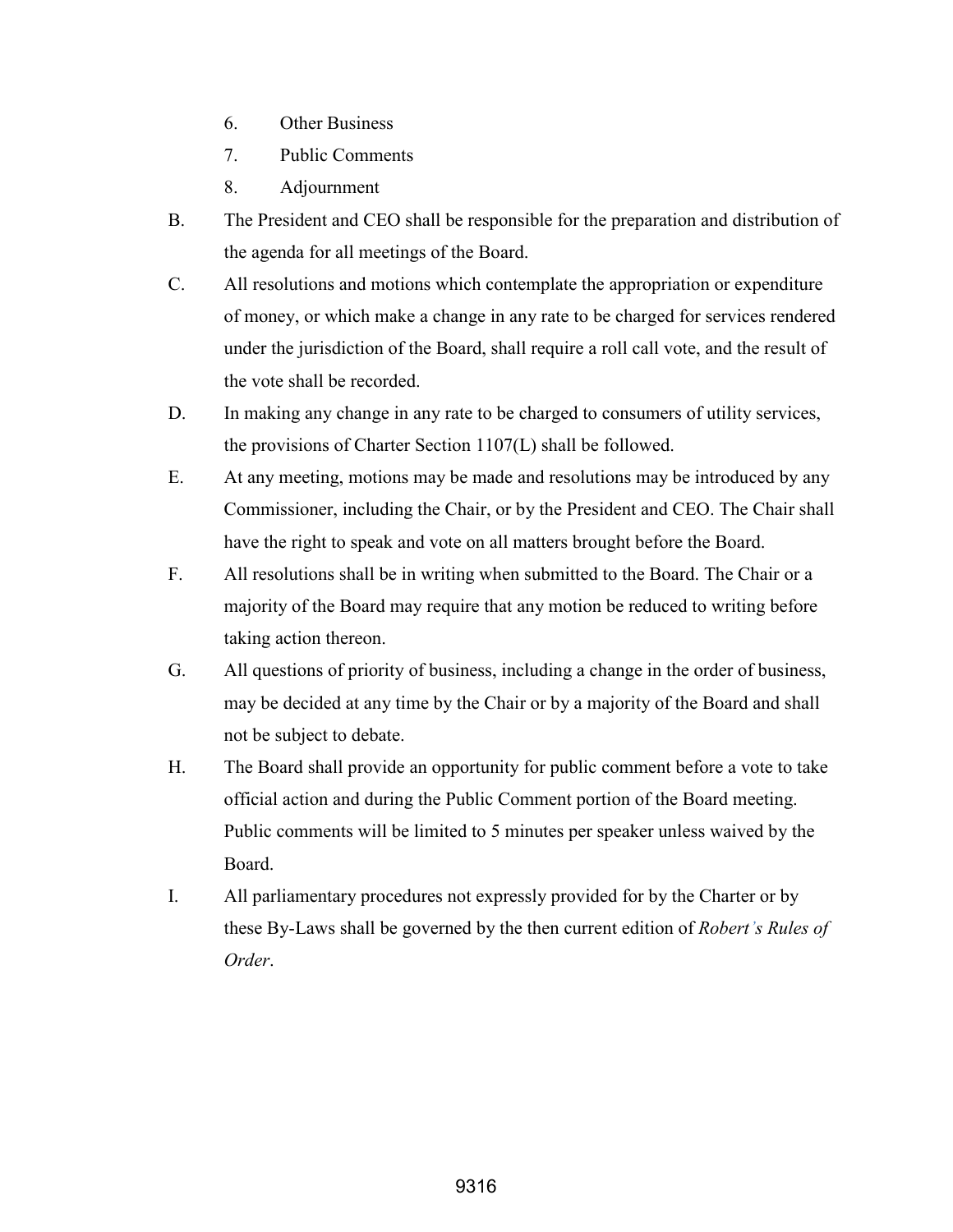6. Other Business
7. Public Comments
8. Adjournment

B. The President and CEO shall be responsible for the preparation and distribution of the agenda for all meetings of the Board.

C. All resolutions and motions which contemplate the appropriation or expenditure of money, or which make a change in any rate to be charged for services rendered under the jurisdiction of the Board, shall require a roll call vote, and the result of the vote shall be recorded.

D. In making any change in any rate to be charged to consumers of utility services, the provisions of Charter Section 1107(L) shall be followed.

E. At any meeting, motions may be made and resolutions may be introduced by any Commissioner, including the Chair, or by the President and CEO. The Chair shall have the right to speak and vote on all matters brought before the Board.

F. All resolutions shall be in writing when submitted to the Board. The Chair or a majority of the Board may require that any motion be reduced to writing before taking action thereon.

G. All questions of priority of business, including a change in the order of business, may be decided at any time by the Chair or by a majority of the Board and shall not be subject to debate.

H. The Board shall provide an opportunity for public comment before a vote to take official action and during the Public Comment portion of the Board meeting. Public comments will be limited to 5 minutes per speaker unless waived by the Board.

I. All parliamentary procedures not expressly provided for by the Charter or by these By-Laws shall be governed by the then current edition of *Robert's Rules of Order*.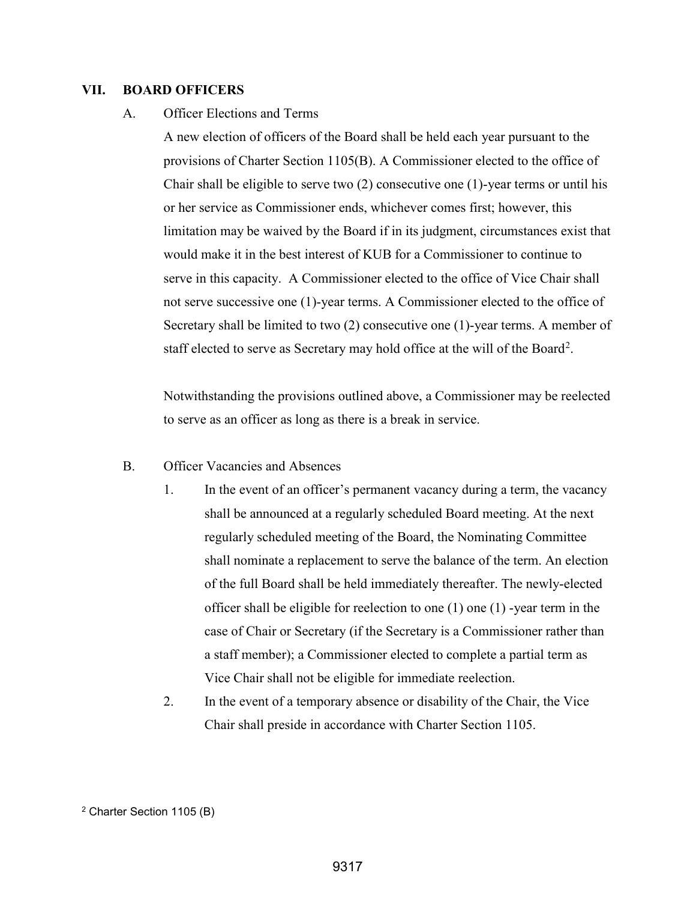## VII. BOARD OFFICERS

A. Officer Elections and Terms

A new election of officers of the Board shall be held each year pursuant to the provisions of Charter Section 1105(B). A Commissioner elected to the office of Chair shall be eligible to serve two (2) consecutive one (1)-year terms or until his or her service as Commissioner ends, whichever comes first; however, this limitation may be waived by the Board if in its judgment, circumstances exist that would make it in the best interest of KUB for a Commissioner to continue to serve in this capacity. A Commissioner elected to the office of Vice Chair shall not serve successive one (1)-year terms. A Commissioner elected to the office of Secretary shall be limited to two (2) consecutive one (1)-year terms. A member of staff elected to serve as Secretary may hold office at the will of the Board[2].

Notwithstanding the provisions outlined above, a Commissioner may be reelected to serve as an officer as long as there is a break in service.

B. Officer Vacancies and Absences

1. In the event of an officer's permanent vacancy during a term, the vacancy shall be announced at a regularly scheduled Board meeting. At the next regularly scheduled meeting of the Board, the Nominating Committee shall nominate a replacement to serve the balance of the term. An election of the full Board shall be held immediately thereafter. The newly-elected officer shall be eligible for reelection to one (1) one (1) -year term in the case of Chair or Secretary (if the Secretary is a Commissioner rather than a staff member); a Commissioner elected to complete a partial term as Vice Chair shall not be eligible for immediate reelection.
2. In the event of a temporary absence or disability of the Chair, the Vice Chair shall preside in accordance with Charter Section 1105.

[2] Charter Section 1105 (B)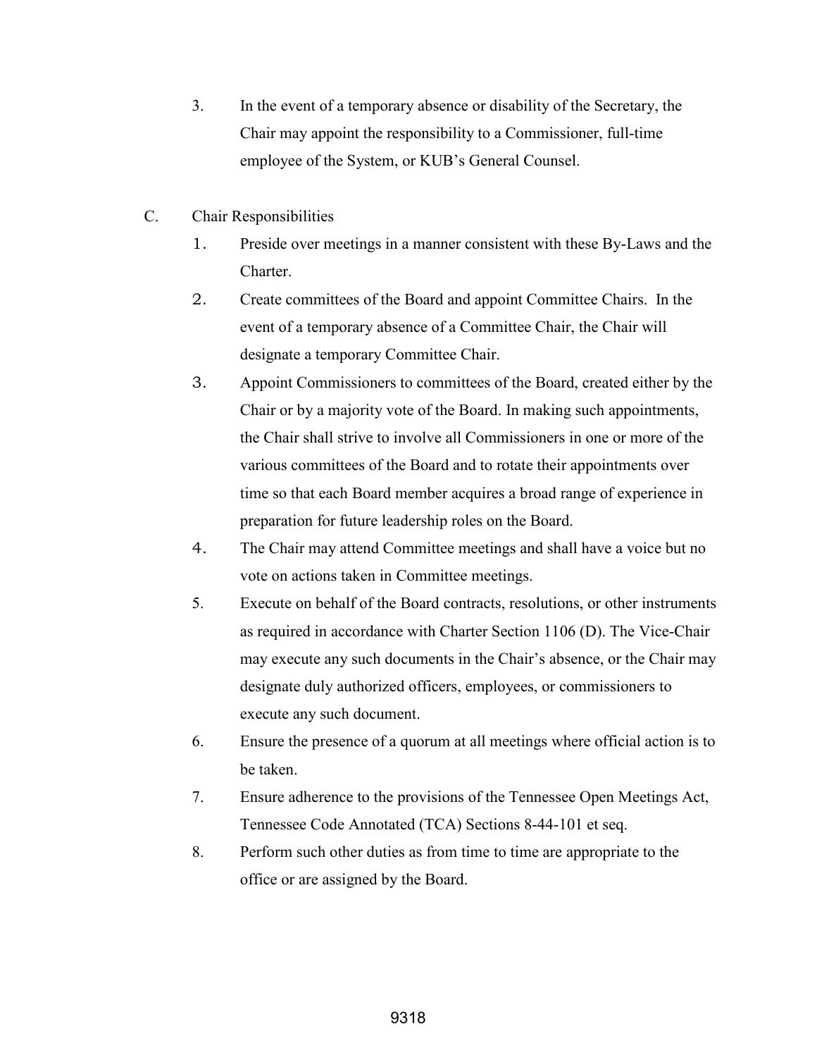3. In the event of a temporary absence or disability of the Secretary, the Chair may appoint the responsibility to a Commissioner, full-time employee of the System, or KUB's General Counsel.

C. Chair Responsibilities

1. Preside over meetings in a manner consistent with these By-Laws and the Charter.
2. Create committees of the Board and appoint Committee Chairs. In the event of a temporary absence of a Committee Chair, the Chair will designate a temporary Committee Chair.
3. Appoint Commissioners to committees of the Board, created either by the Chair or by a majority vote of the Board. In making such appointments, the Chair shall strive to involve all Commissioners in one or more of the various committees of the Board and to rotate their appointments over time so that each Board member acquires a broad range of experience in preparation for future leadership roles on the Board.
4. The Chair may attend Committee meetings and shall have a voice but no vote on actions taken in Committee meetings.
5. Execute on behalf of the Board contracts, resolutions, or other instruments as required in accordance with Charter Section 1106 (D). The Vice-Chair may execute any such documents in the Chair's absence, or the Chair may designate duly authorized officers, employees, or commissioners to execute any such document.
6. Ensure the presence of a quorum at all meetings where official action is to be taken.
7. Ensure adherence to the provisions of the Tennessee Open Meetings Act, Tennessee Code Annotated (TCA) Sections 8-44-101 et seq.
8. Perform such other duties as from time to time are appropriate to the office or are assigned by the Board.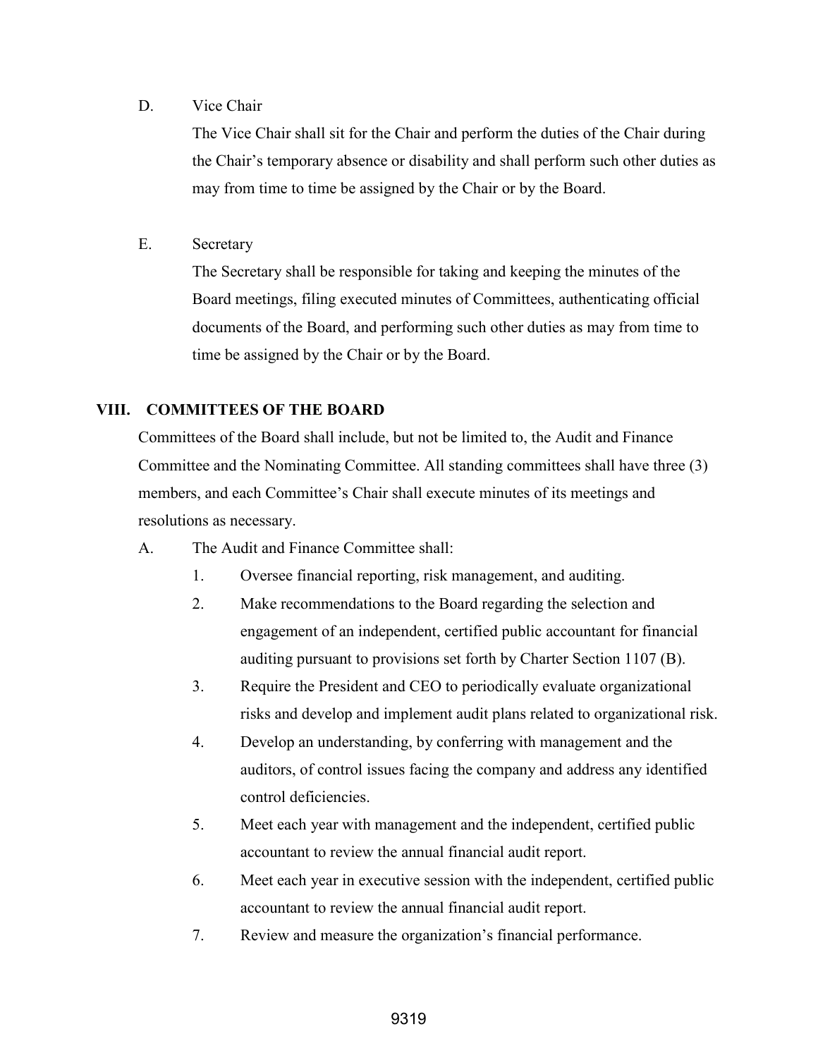D. Vice Chair

The Vice Chair shall sit for the Chair and perform the duties of the Chair during the Chair's temporary absence or disability and shall perform such other duties as may from time to time be assigned by the Chair or by the Board.

E. Secretary

The Secretary shall be responsible for taking and keeping the minutes of the Board meetings, filing executed minutes of Committees, authenticating official documents of the Board, and performing such other duties as may from time to time be assigned by the Chair or by the Board.

## VIII. COMMITTEES OF THE BOARD

Committees of the Board shall include, but not be limited to, the Audit and Finance Committee and the Nominating Committee. All standing committees shall have three (3) members, and each Committee's Chair shall execute minutes of its meetings and resolutions as necessary.

A. The Audit and Finance Committee shall:

1. Oversee financial reporting, risk management, and auditing.
2. Make recommendations to the Board regarding the selection and engagement of an independent, certified public accountant for financial auditing pursuant to provisions set forth by Charter Section 1107 (B).
3. Require the President and CEO to periodically evaluate organizational risks and develop and implement audit plans related to organizational risk.
4. Develop an understanding, by conferring with management and the auditors, of control issues facing the company and address any identified control deficiencies.
5. Meet each year with management and the independent, certified public accountant to review the annual financial audit report.
6. Meet each year in executive session with the independent, certified public accountant to review the annual financial audit report.
7. Review and measure the organization's financial performance.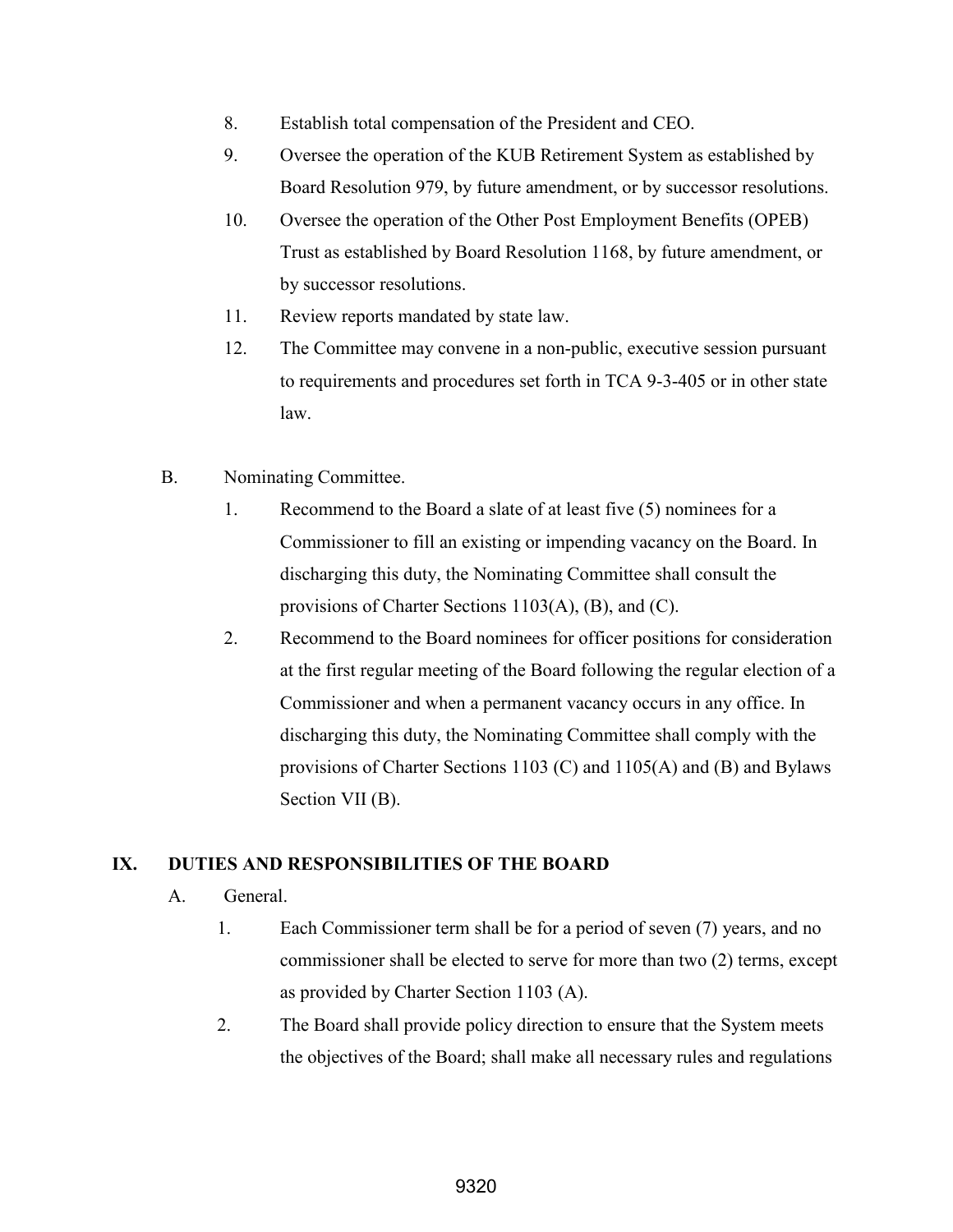8. Establish total compensation of the President and CEO.
9. Oversee the operation of the KUB Retirement System as established by Board Resolution 979, by future amendment, or by successor resolutions.
10. Oversee the operation of the Other Post Employment Benefits (OPEB) Trust as established by Board Resolution 1168, by future amendment, or by successor resolutions.
11. Review reports mandated by state law.
12. The Committee may convene in a non-public, executive session pursuant to requirements and procedures set forth in TCA 9-3-405 or in other state law.

B. Nominating Committee.

1. Recommend to the Board a slate of at least five (5) nominees for a Commissioner to fill an existing or impending vacancy on the Board. In discharging this duty, the Nominating Committee shall consult the provisions of Charter Sections 1103(A), (B), and (C).
2. Recommend to the Board nominees for officer positions for consideration at the first regular meeting of the Board following the regular election of a Commissioner and when a permanent vacancy occurs in any office. In discharging this duty, the Nominating Committee shall comply with the provisions of Charter Sections 1103 (C) and 1105(A) and (B) and Bylaws Section VII (B).

## IX. DUTIES AND RESPONSIBILITIES OF THE BOARD

A. General.

1. Each Commissioner term shall be for a period of seven (7) years, and no commissioner shall be elected to serve for more than two (2) terms, except as provided by Charter Section 1103 (A).
2. The Board shall provide policy direction to ensure that the System meets the objectives of the Board; shall make all necessary rules and regulations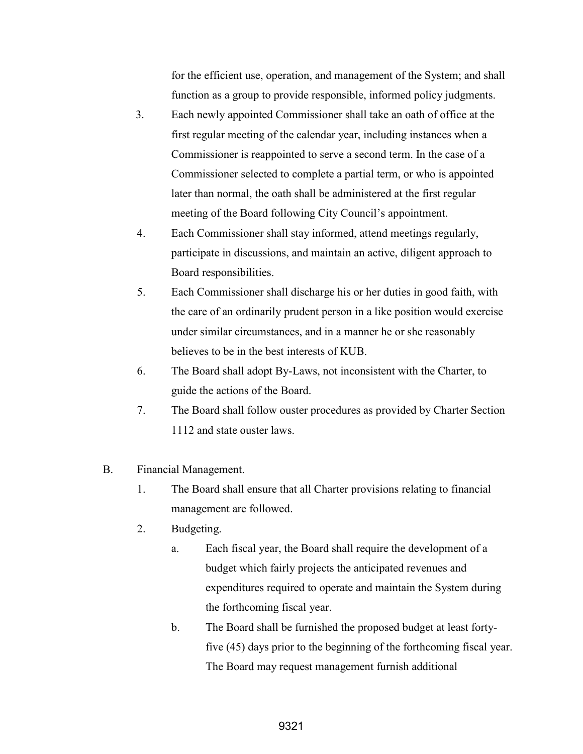for the efficient use, operation, and management of the System; and shall function as a group to provide responsible, informed policy judgments.

3. Each newly appointed Commissioner shall take an oath of office at the first regular meeting of the calendar year, including instances when a Commissioner is reappointed to serve a second term. In the case of a Commissioner selected to complete a partial term, or who is appointed later than normal, the oath shall be administered at the first regular meeting of the Board following City Council's appointment.
4. Each Commissioner shall stay informed, attend meetings regularly, participate in discussions, and maintain an active, diligent approach to Board responsibilities.
5. Each Commissioner shall discharge his or her duties in good faith, with the care of an ordinarily prudent person in a like position would exercise under similar circumstances, and in a manner he or she reasonably believes to be in the best interests of KUB.
6. The Board shall adopt By-Laws, not inconsistent with the Charter, to guide the actions of the Board.
7. The Board shall follow ouster procedures as provided by Charter Section 1112 and state ouster laws.

B. Financial Management.

1. The Board shall ensure that all Charter provisions relating to financial management are followed.
2. Budgeting.
   a. Each fiscal year, the Board shall require the development of a budget which fairly projects the anticipated revenues and expenditures required to operate and maintain the System during the forthcoming fiscal year.
   b. The Board shall be furnished the proposed budget at least forty-five (45) days prior to the beginning of the forthcoming fiscal year. The Board may request management furnish additional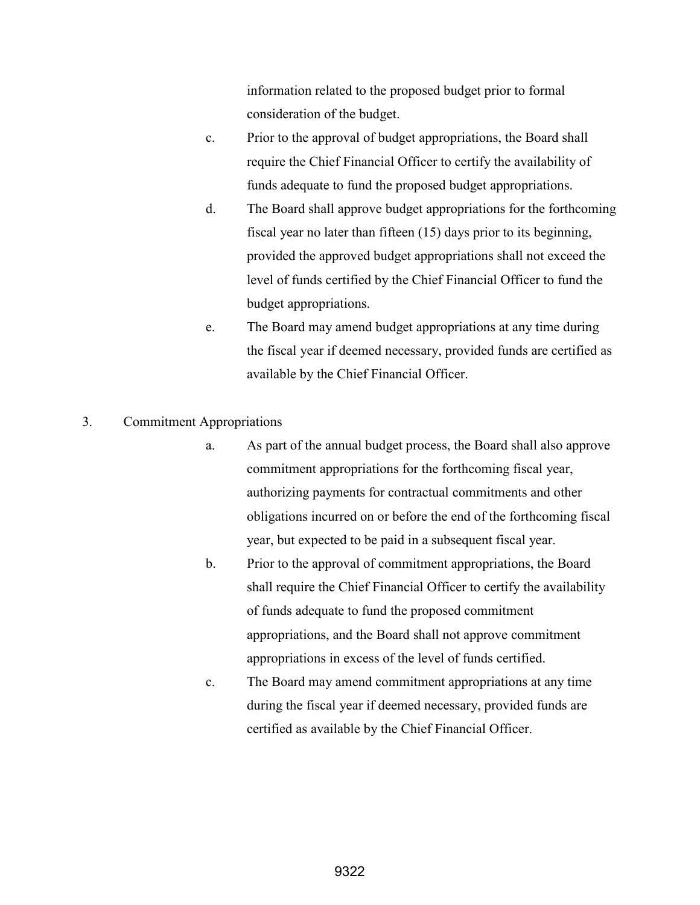information related to the proposed budget prior to formal consideration of the budget.

c. Prior to the approval of budget appropriations, the Board shall require the Chief Financial Officer to certify the availability of funds adequate to fund the proposed budget appropriations.

d. The Board shall approve budget appropriations for the forthcoming fiscal year no later than fifteen (15) days prior to its beginning, provided the approved budget appropriations shall not exceed the level of funds certified by the Chief Financial Officer to fund the budget appropriations.

e. The Board may amend budget appropriations at any time during the fiscal year if deemed necessary, provided funds are certified as available by the Chief Financial Officer.

3. Commitment Appropriations

a. As part of the annual budget process, the Board shall also approve commitment appropriations for the forthcoming fiscal year, authorizing payments for contractual commitments and other obligations incurred on or before the end of the forthcoming fiscal year, but expected to be paid in a subsequent fiscal year.

b. Prior to the approval of commitment appropriations, the Board shall require the Chief Financial Officer to certify the availability of funds adequate to fund the proposed commitment appropriations, and the Board shall not approve commitment appropriations in excess of the level of funds certified.

c. The Board may amend commitment appropriations at any time during the fiscal year if deemed necessary, provided funds are certified as available by the Chief Financial Officer.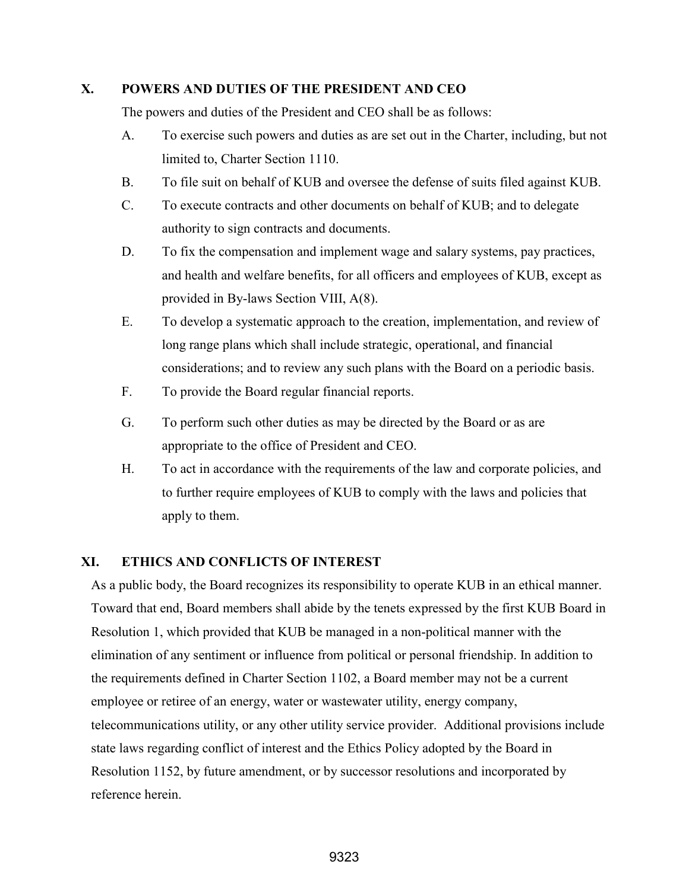## X. POWERS AND DUTIES OF THE PRESIDENT AND CEO

The powers and duties of the President and CEO shall be as follows:

A. To exercise such powers and duties as are set out in the Charter, including, but not limited to, Charter Section 1110.

B. To file suit on behalf of KUB and oversee the defense of suits filed against KUB.

C. To execute contracts and other documents on behalf of KUB; and to delegate authority to sign contracts and documents.

D. To fix the compensation and implement wage and salary systems, pay practices, and health and welfare benefits, for all officers and employees of KUB, except as provided in By-laws Section VIII, A(8).

E. To develop a systematic approach to the creation, implementation, and review of long range plans which shall include strategic, operational, and financial considerations; and to review any such plans with the Board on a periodic basis.

F. To provide the Board regular financial reports.

G. To perform such other duties as may be directed by the Board or as are appropriate to the office of President and CEO.

H. To act in accordance with the requirements of the law and corporate policies, and to further require employees of KUB to comply with the laws and policies that apply to them.

## XI. ETHICS AND CONFLICTS OF INTEREST

As a public body, the Board recognizes its responsibility to operate KUB in an ethical manner. Toward that end, Board members shall abide by the tenets expressed by the first KUB Board in Resolution 1, which provided that KUB be managed in a non-political manner with the elimination of any sentiment or influence from political or personal friendship. In addition to the requirements defined in Charter Section 1102, a Board member may not be a current employee or retiree of an energy, water or wastewater utility, energy company, telecommunications utility, or any other utility service provider. Additional provisions include state laws regarding conflict of interest and the Ethics Policy adopted by the Board in Resolution 1152, by future amendment, or by successor resolutions and incorporated by reference herein.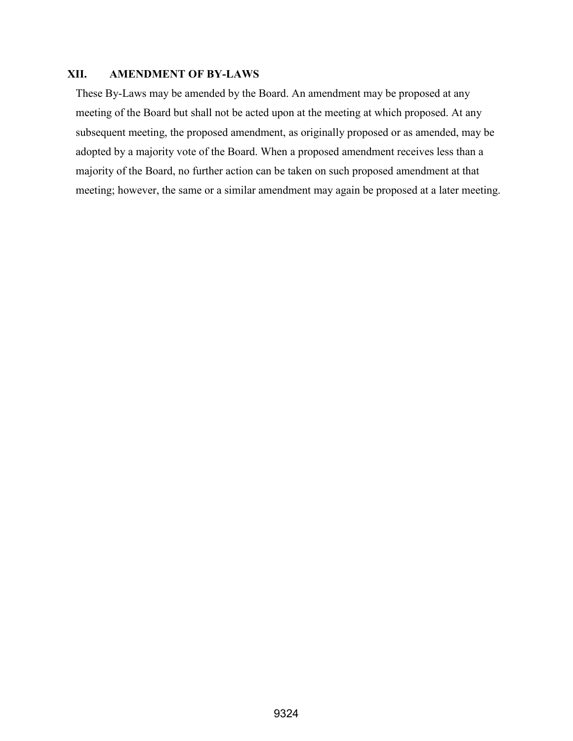## XII. AMENDMENT OF BY-LAWS

These By-Laws may be amended by the Board. An amendment may be proposed at any meeting of the Board but shall not be acted upon at the meeting at which proposed. At any subsequent meeting, the proposed amendment, as originally proposed or as amended, may be adopted by a majority vote of the Board. When a proposed amendment receives less than a majority of the Board, no further action can be taken on such proposed amendment at that meeting; however, the same or a similar amendment may again be proposed at a later meeting.